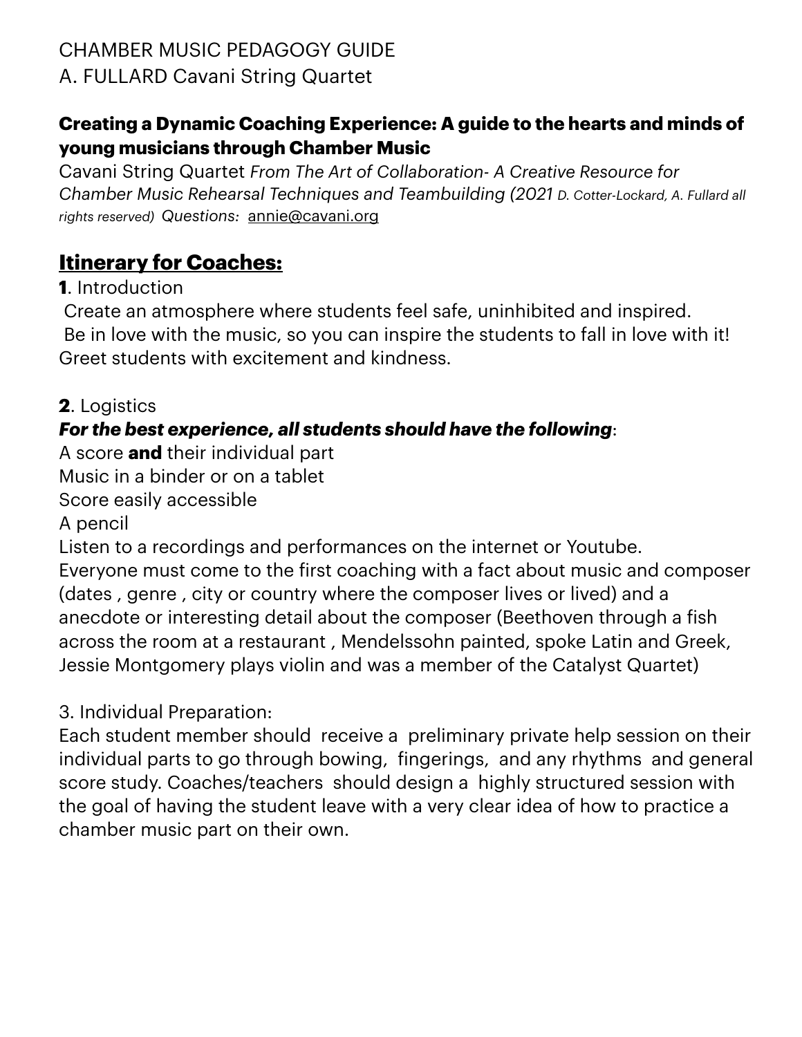CHAMBER MUSIC PEDAGOGY GUIDE
A. FULLARD Cavani String Quartet

### Creating a Dynamic Coaching Experience: A guide to the hearts and minds of young musicians through Chamber Music

Cavani String Quartet *From The Art of Collaboration- A Creative Resource for Chamber Music Rehearsal Techniques and Teambuilding (2021 D. Cotter-Lockard, A. Fullard all rights reserved)* *Questions:* annie@cavani.org

## Itinerary for Coaches:

**1**. Introduction
Create an atmosphere where students feel safe, uninhibited and inspired.
Be in love with the music, so you can inspire the students to fall in love with it!
Greet students with excitement and kindness.

**2**. Logistics
***For the best experience, all students should have the following***:
A score **and** their individual part
Music in a binder or on a tablet
Score easily accessible
A pencil
Listen to a recordings and performances on the internet or Youtube.
Everyone must come to the first coaching with a fact about music and composer (dates , genre , city or country where the composer lives or lived) and a anecdote or interesting detail about the composer (Beethoven through a fish across the room at a restaurant , Mendelssohn painted, spoke Latin and Greek, Jessie Montgomery plays violin and was a member of the Catalyst Quartet)

3. Individual Preparation:
Each student member should receive a preliminary private help session on their individual parts to go through bowing, fingerings, and any rhythms and general score study. Coaches/teachers should design a highly structured session with the goal of having the student leave with a very clear idea of how to practice a chamber music part on their own.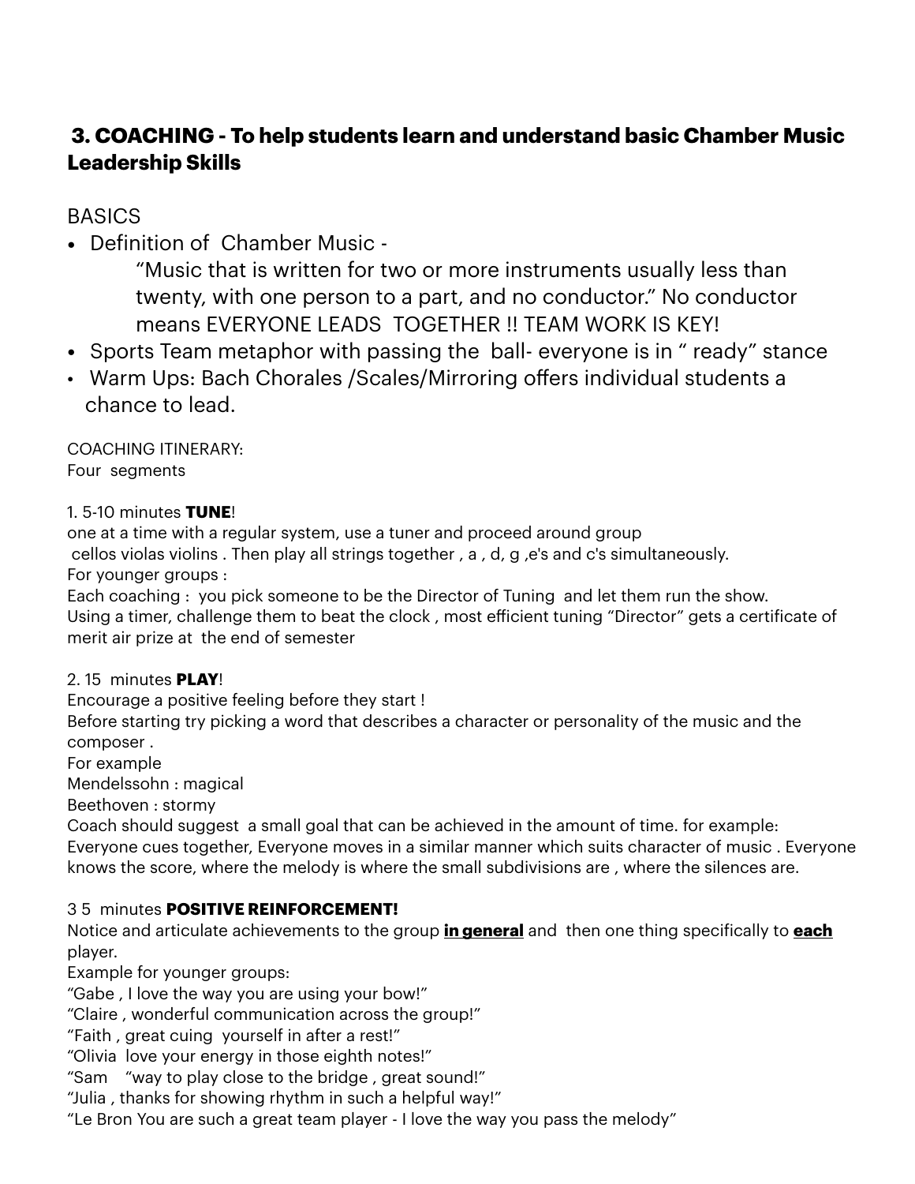## 3. COACHING - To help students learn and understand basic Chamber Music Leadership Skills

BASICS

- Definition of Chamber Music -

  "Music that is written for two or more instruments usually less than twenty, with one person to a part, and no conductor." No conductor means EVERYONE LEADS TOGETHER !! TEAM WORK IS KEY!
- Sports Team metaphor with passing the ball- everyone is in " ready" stance
- Warm Ups: Bach Chorales /Scales/Mirroring offers individual students a chance to lead.

COACHING ITINERARY:
Four segments

1. 5-10 minutes **TUNE**!
one at a time with a regular system, use a tuner and proceed around group
cellos violas violins . Then play all strings together , a , d, g ,e's and c's simultaneously.
For younger groups :
Each coaching : you pick someone to be the Director of Tuning and let them run the show.
Using a timer, challenge them to beat the clock , most efficient tuning "Director" gets a certificate of merit air prize at the end of semester

2. 15 minutes **PLAY**!
Encourage a positive feeling before they start !
Before starting try picking a word that describes a character or personality of the music and the composer .
For example
Mendelssohn : magical
Beethoven : stormy
Coach should suggest a small goal that can be achieved in the amount of time. for example:
Everyone cues together, Everyone moves in a similar manner which suits character of music . Everyone knows the score, where the melody is where the small subdivisions are , where the silences are.

3 5 minutes **POSITIVE REINFORCEMENT!**
Notice and articulate achievements to the group **<u>in general</u>** and then one thing specifically to **<u>each</u>** player.
Example for younger groups:
"Gabe , I love the way you are using your bow!"
"Claire , wonderful communication across the group!"
"Faith , great cuing yourself in after a rest!"
"Olivia love your energy in those eighth notes!"
"Sam "way to play close to the bridge , great sound!"
"Julia , thanks for showing rhythm in such a helpful way!"
"Le Bron You are such a great team player - I love the way you pass the melody"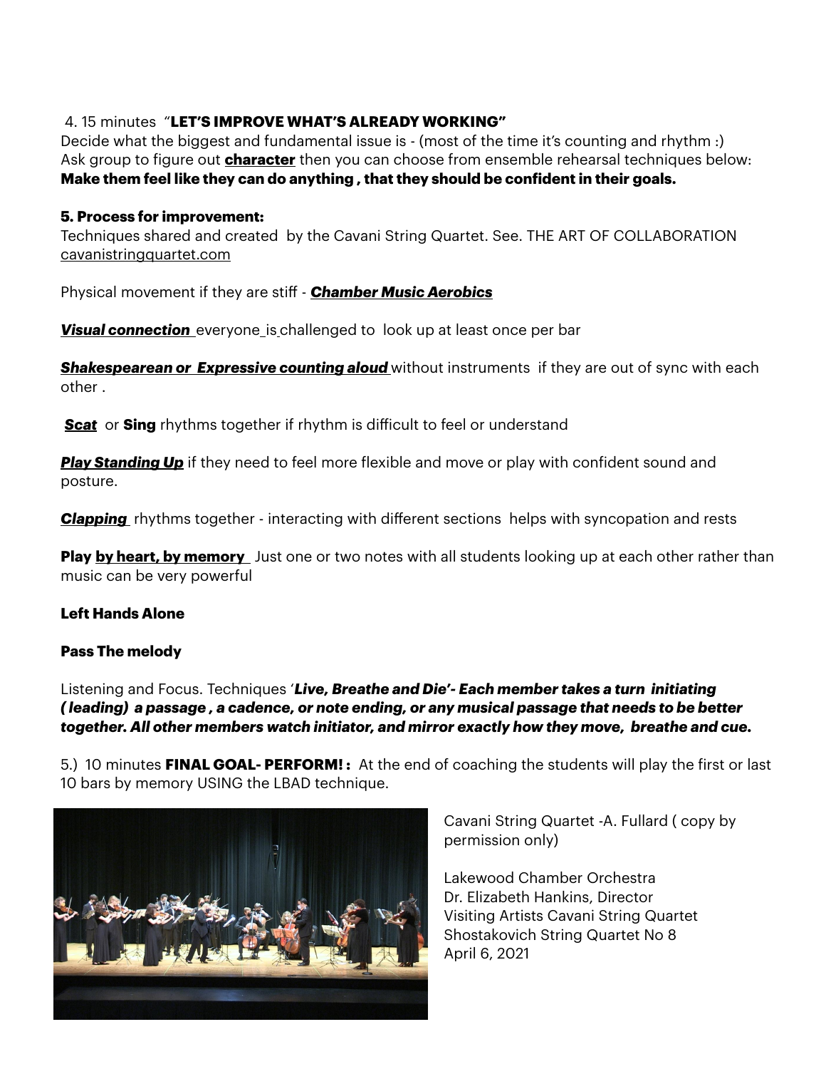4. 15 minutes "**LET'S IMPROVE WHAT'S ALREADY WORKING"**
Decide what the biggest and fundamental issue is - (most of the time it's counting and rhythm :)
Ask group to figure out **character** then you can choose from ensemble rehearsal techniques below:
**Make them feel like they can do anything , that they should be confident in their goals.**

**5. Process for improvement:**
Techniques shared and created by the Cavani String Quartet. See. THE ART OF COLLABORATION cavanistringquartet.com

Physical movement if they are stiff - ***Chamber Music Aerobics***

***Visual connection*** everyone is challenged to look up at least once per bar

***Shakespearean or Expressive counting aloud*** without instruments if they are out of sync with each other .

***Scat*** or **Sing** rhythms together if rhythm is difficult to feel or understand

***Play Standing Up*** if they need to feel more flexible and move or play with confident sound and posture.

***Clapping*** rhythms together - interacting with different sections helps with syncopation and rests

**Play by heart, by memory** Just one or two notes with all students looking up at each other rather than music can be very powerful

**Left Hands Alone**

**Pass The melody**

Listening and Focus. Techniques '***Live, Breathe and Die'- Each member takes a turn initiating ( leading) a passage , a cadence, or note ending, or any musical passage that needs to be better together. All other members watch initiator, and mirror exactly how they move, breathe and cue.***

5.) 10 minutes **FINAL GOAL- PERFORM! :** At the end of coaching the students will play the first or last 10 bars by memory USING the LBAD technique.

Cavani String Quartet -A. Fullard ( copy by permission only)

Lakewood Chamber Orchestra
Dr. Elizabeth Hankins, Director
Visiting Artists Cavani String Quartet
Shostakovich String Quartet No 8
April 6, 2021